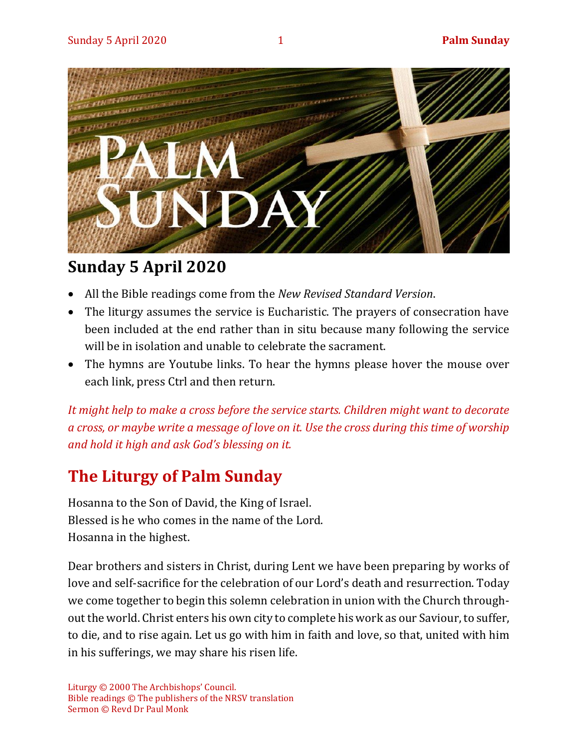## Sunday 5 April 2020

- All the Bible readings come from the *New Revised Standard Version*.
- The liturgy assumes the service is Eucharistic. The prayers of consecration have been included at the end rather than in situ because many following the service will be in isolation and unable to celebrate the sacrament.
- The hymns are Youtube links. To hear the hymns please hover the mouse over each link, press Ctrl and then return.

*It might help to make a cross before the service starts. Children might want to decorate a cross, or maybe write a message of love on it. Use the cross during this time of worship and hold it high and ask God's blessing on it.*

## The Liturgy of Palm Sunday

Hosanna to the Son of David, the King of Israel.
Blessed is he who comes in the name of the Lord.
Hosanna in the highest.

Dear brothers and sisters in Christ, during Lent we have been preparing by works of love and self-sacrifice for the celebration of our Lord's death and resurrection. Today we come together to begin this solemn celebration in union with the Church throughout the world. Christ enters his own city to complete his work as our Saviour, to suffer, to die, and to rise again. Let us go with him in faith and love, so that, united with him in his sufferings, we may share his risen life.

Liturgy © 2000 The Archbishops' Council.
Bible readings © The publishers of the NRSV translation
Sermon © Revd Dr Paul Monk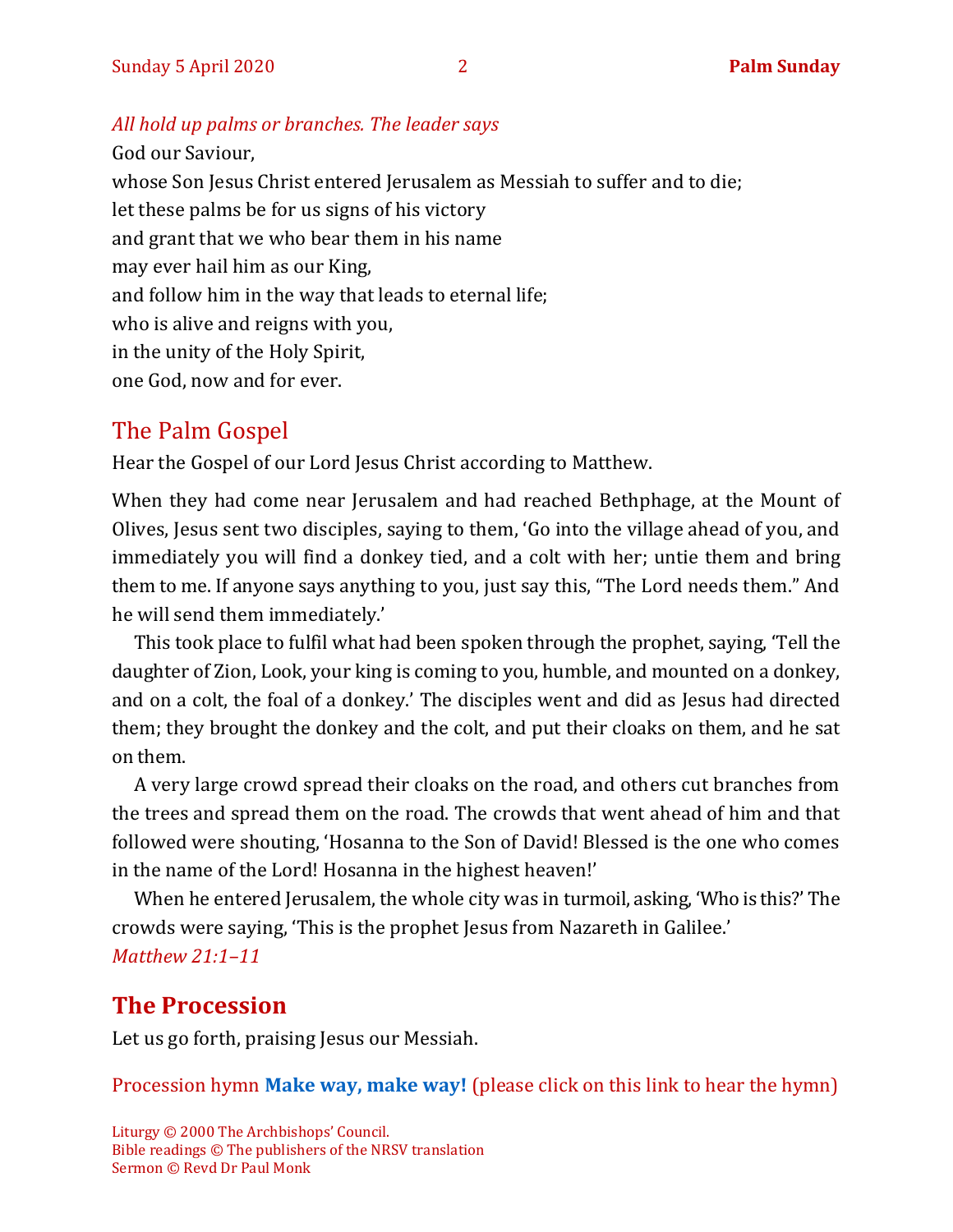*All hold up palms or branches. The leader says*

God our Saviour,
whose Son Jesus Christ entered Jerusalem as Messiah to suffer and to die;
let these palms be for us signs of his victory
and grant that we who bear them in his name
may ever hail him as our King,
and follow him in the way that leads to eternal life;
who is alive and reigns with you,
in the unity of the Holy Spirit,
one God, now and for ever.

## The Palm Gospel

Hear the Gospel of our Lord Jesus Christ according to Matthew.

When they had come near Jerusalem and had reached Bethphage, at the Mount of Olives, Jesus sent two disciples, saying to them, 'Go into the village ahead of you, and immediately you will find a donkey tied, and a colt with her; untie them and bring them to me. If anyone says anything to you, just say this, "The Lord needs them." And he will send them immediately.'

This took place to fulfil what had been spoken through the prophet, saying, 'Tell the daughter of Zion, Look, your king is coming to you, humble, and mounted on a donkey, and on a colt, the foal of a donkey.' The disciples went and did as Jesus had directed them; they brought the donkey and the colt, and put their cloaks on them, and he sat on them.

A very large crowd spread their cloaks on the road, and others cut branches from the trees and spread them on the road. The crowds that went ahead of him and that followed were shouting, 'Hosanna to the Son of David! Blessed is the one who comes in the name of the Lord! Hosanna in the highest heaven!'

When he entered Jerusalem, the whole city was in turmoil, asking, 'Who is this?' The crowds were saying, 'This is the prophet Jesus from Nazareth in Galilee.'

*Matthew 21:1–11*

## **The Procession**

Let us go forth, praising Jesus our Messiah.

Procession hymn **Make way, make way!** (please click on this link to hear the hymn)

Liturgy © 2000 The Archbishops' Council.
Bible readings © The publishers of the NRSV translation
Sermon © Revd Dr Paul Monk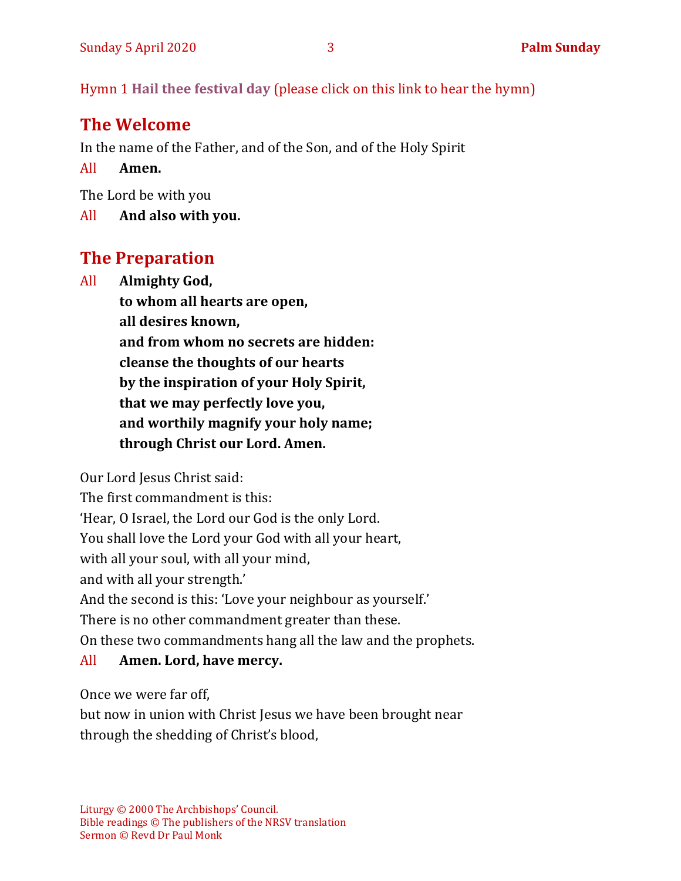Hymn 1 **Hail thee festival day** (please click on this link to hear the hymn)

## The Welcome

In the name of the Father, and of the Son, and of the Holy Spirit

All **Amen.**

The Lord be with you

All **And also with you.**

## The Preparation

All **Almighty God,**
**to whom all hearts are open,**
**all desires known,**
**and from whom no secrets are hidden:**
**cleanse the thoughts of our hearts**
**by the inspiration of your Holy Spirit,**
**that we may perfectly love you,**
**and worthily magnify your holy name;**
**through Christ our Lord. Amen.**

Our Lord Jesus Christ said:
The first commandment is this:
'Hear, O Israel, the Lord our God is the only Lord.
You shall love the Lord your God with all your heart,
with all your soul, with all your mind,
and with all your strength.'
And the second is this: 'Love your neighbour as yourself.'
There is no other commandment greater than these.
On these two commandments hang all the law and the prophets.

All **Amen. Lord, have mercy.**

Once we were far off,
but now in union with Christ Jesus we have been brought near
through the shedding of Christ's blood,

Liturgy © 2000 The Archbishops' Council.
Bible readings © The publishers of the NRSV translation
Sermon © Revd Dr Paul Monk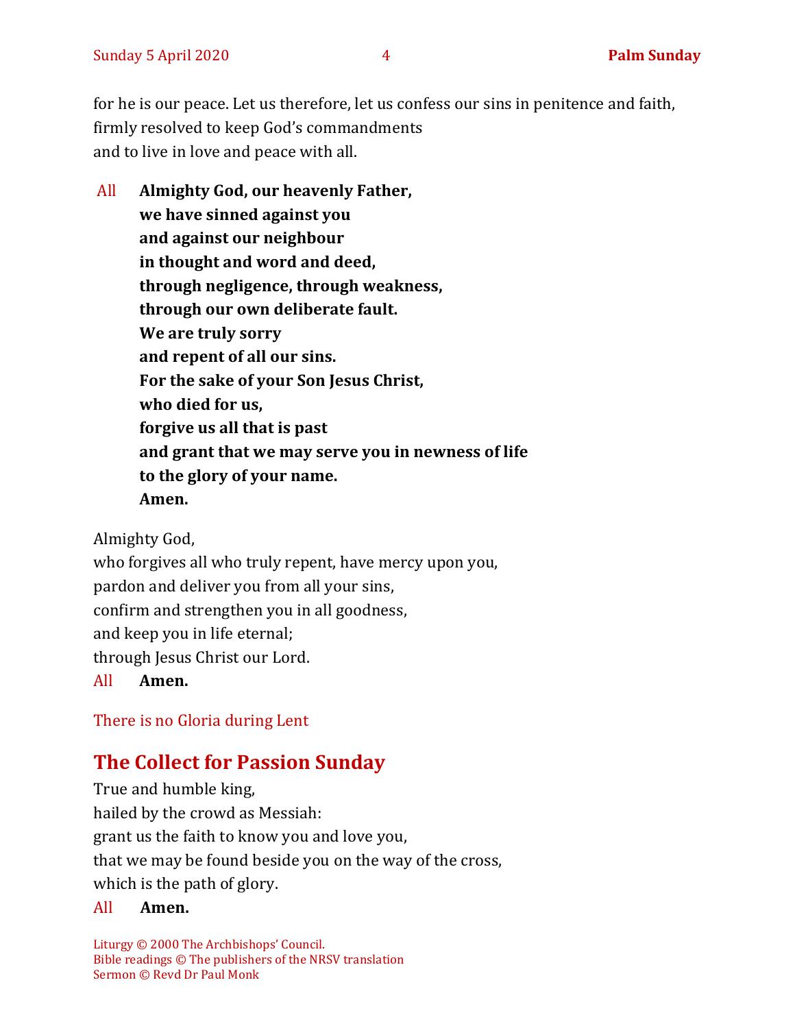for he is our peace. Let us therefore, let us confess our sins in penitence and faith,
firmly resolved to keep God's commandments
and to live in love and peace with all.

All **Almighty God, our heavenly Father,**
**we have sinned against you**
**and against our neighbour**
**in thought and word and deed,**
**through negligence, through weakness,**
**through our own deliberate fault.**
**We are truly sorry**
**and repent of all our sins.**
**For the sake of your Son Jesus Christ,**
**who died for us,**
**forgive us all that is past**
**and grant that we may serve you in newness of life**
**to the glory of your name.**
**Amen.**

Almighty God,
who forgives all who truly repent, have mercy upon you,
pardon and deliver you from all your sins,
confirm and strengthen you in all goodness,
and keep you in life eternal;
through Jesus Christ our Lord.

All **Amen.**

There is no Gloria during Lent

## The Collect for Passion Sunday

True and humble king,
hailed by the crowd as Messiah:
grant us the faith to know you and love you,
that we may be found beside you on the way of the cross,
which is the path of glory.

All **Amen.**

Liturgy © 2000 The Archbishops' Council.
Bible readings © The publishers of the NRSV translation
Sermon © Revd Dr Paul Monk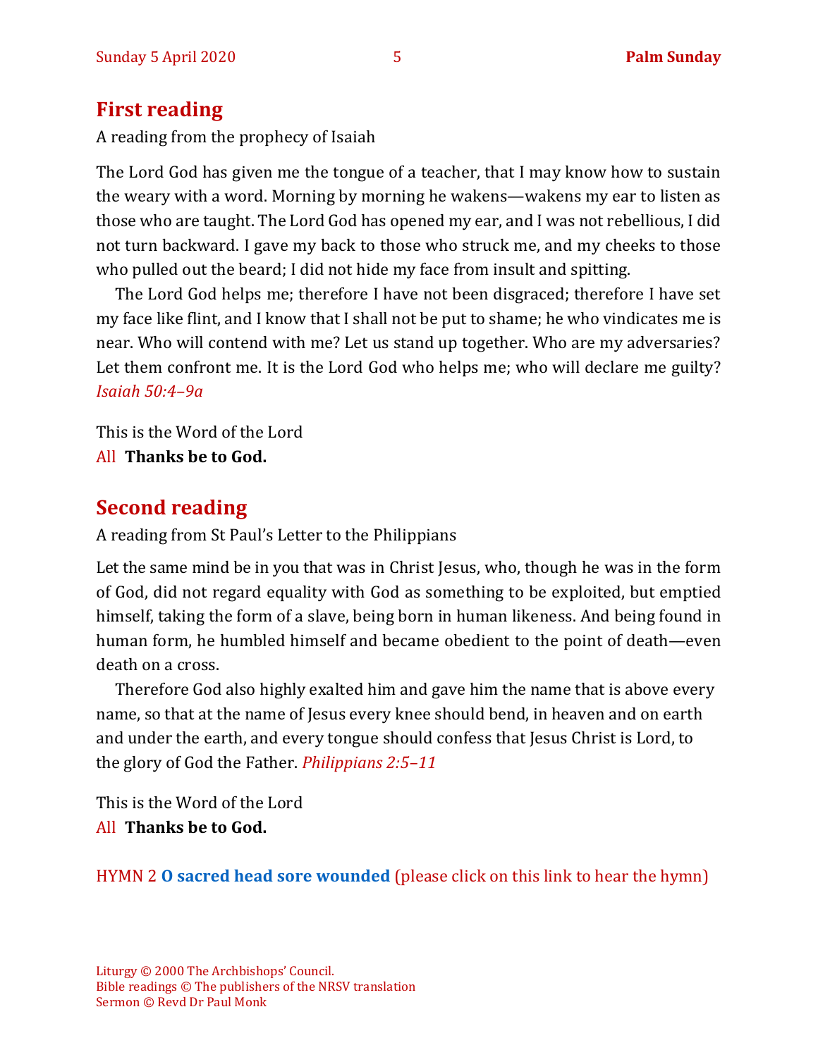## First reading

A reading from the prophecy of Isaiah

The Lord God has given me the tongue of a teacher, that I may know how to sustain the weary with a word. Morning by morning he wakens—wakens my ear to listen as those who are taught. The Lord God has opened my ear, and I was not rebellious, I did not turn backward. I gave my back to those who struck me, and my cheeks to those who pulled out the beard; I did not hide my face from insult and spitting.

The Lord God helps me; therefore I have not been disgraced; therefore I have set my face like flint, and I know that I shall not be put to shame; he who vindicates me is near. Who will contend with me? Let us stand up together. Who are my adversaries? Let them confront me. It is the Lord God who helps me; who will declare me guilty? *Isaiah 50:4–9a*

This is the Word of the Lord
All **Thanks be to God.**

## Second reading

A reading from St Paul's Letter to the Philippians

Let the same mind be in you that was in Christ Jesus, who, though he was in the form of God, did not regard equality with God as something to be exploited, but emptied himself, taking the form of a slave, being born in human likeness. And being found in human form, he humbled himself and became obedient to the point of death—even death on a cross.

Therefore God also highly exalted him and gave him the name that is above every name, so that at the name of Jesus every knee should bend, in heaven and on earth and under the earth, and every tongue should confess that Jesus Christ is Lord, to the glory of God the Father. *Philippians 2:5–11*

This is the Word of the Lord
All **Thanks be to God.**

HYMN 2 **O sacred head sore wounded** (please click on this link to hear the hymn)

Liturgy © 2000 The Archbishops' Council.
Bible readings © The publishers of the NRSV translation
Sermon © Revd Dr Paul Monk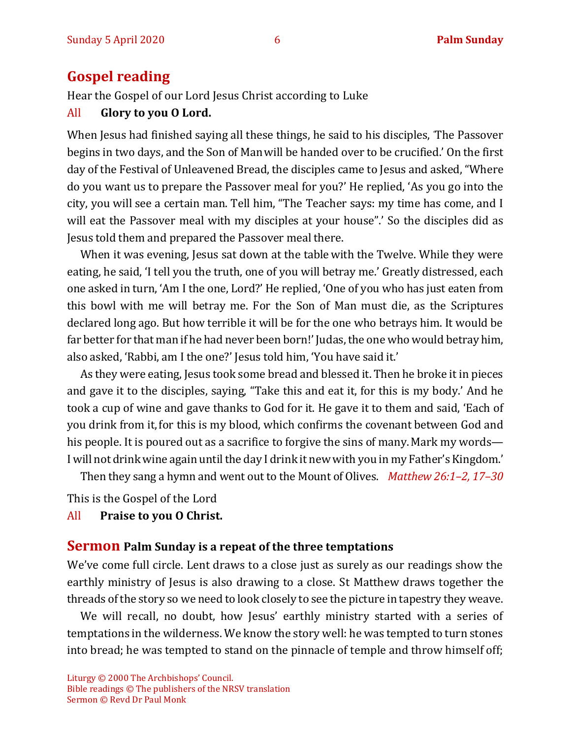## Gospel reading

Hear the Gospel of our Lord Jesus Christ according to Luke

All **Glory to you O Lord.**

When Jesus had finished saying all these things, he said to his disciples, 'The Passover begins in two days, and the Son of Man will be handed over to be crucified.' On the first day of the Festival of Unleavened Bread, the disciples came to Jesus and asked, "Where do you want us to prepare the Passover meal for you?' He replied, 'As you go into the city, you will see a certain man. Tell him, "The Teacher says: my time has come, and I will eat the Passover meal with my disciples at your house".' So the disciples did as Jesus told them and prepared the Passover meal there.

When it was evening, Jesus sat down at the table with the Twelve. While they were eating, he said, 'I tell you the truth, one of you will betray me.' Greatly distressed, each one asked in turn, 'Am I the one, Lord?' He replied, 'One of you who has just eaten from this bowl with me will betray me. For the Son of Man must die, as the Scriptures declared long ago. But how terrible it will be for the one who betrays him. It would be far better for that man if he had never been born!' Judas, the one who would betray him, also asked, 'Rabbi, am I the one?' Jesus told him, 'You have said it.'

As they were eating, Jesus took some bread and blessed it. Then he broke it in pieces and gave it to the disciples, saying, "Take this and eat it, for this is my body.' And he took a cup of wine and gave thanks to God for it. He gave it to them and said, 'Each of you drink from it, for this is my blood, which confirms the covenant between God and his people. It is poured out as a sacrifice to forgive the sins of many. Mark my words—I will not drink wine again until the day I drink it new with you in my Father's Kingdom.'

Then they sang a hymn and went out to the Mount of Olives. *Matthew 26:1–2, 17–30*

This is the Gospel of the Lord

All **Praise to you O Christ.**

## Sermon **Palm Sunday is a repeat of the three temptations**

We've come full circle. Lent draws to a close just as surely as our readings show the earthly ministry of Jesus is also drawing to a close. St Matthew draws together the threads of the story so we need to look closely to see the picture in tapestry they weave.

We will recall, no doubt, how Jesus' earthly ministry started with a series of temptations in the wilderness. We know the story well: he was tempted to turn stones into bread; he was tempted to stand on the pinnacle of temple and throw himself off;

Liturgy © 2000 The Archbishops' Council.
Bible readings © The publishers of the NRSV translation
Sermon © Revd Dr Paul Monk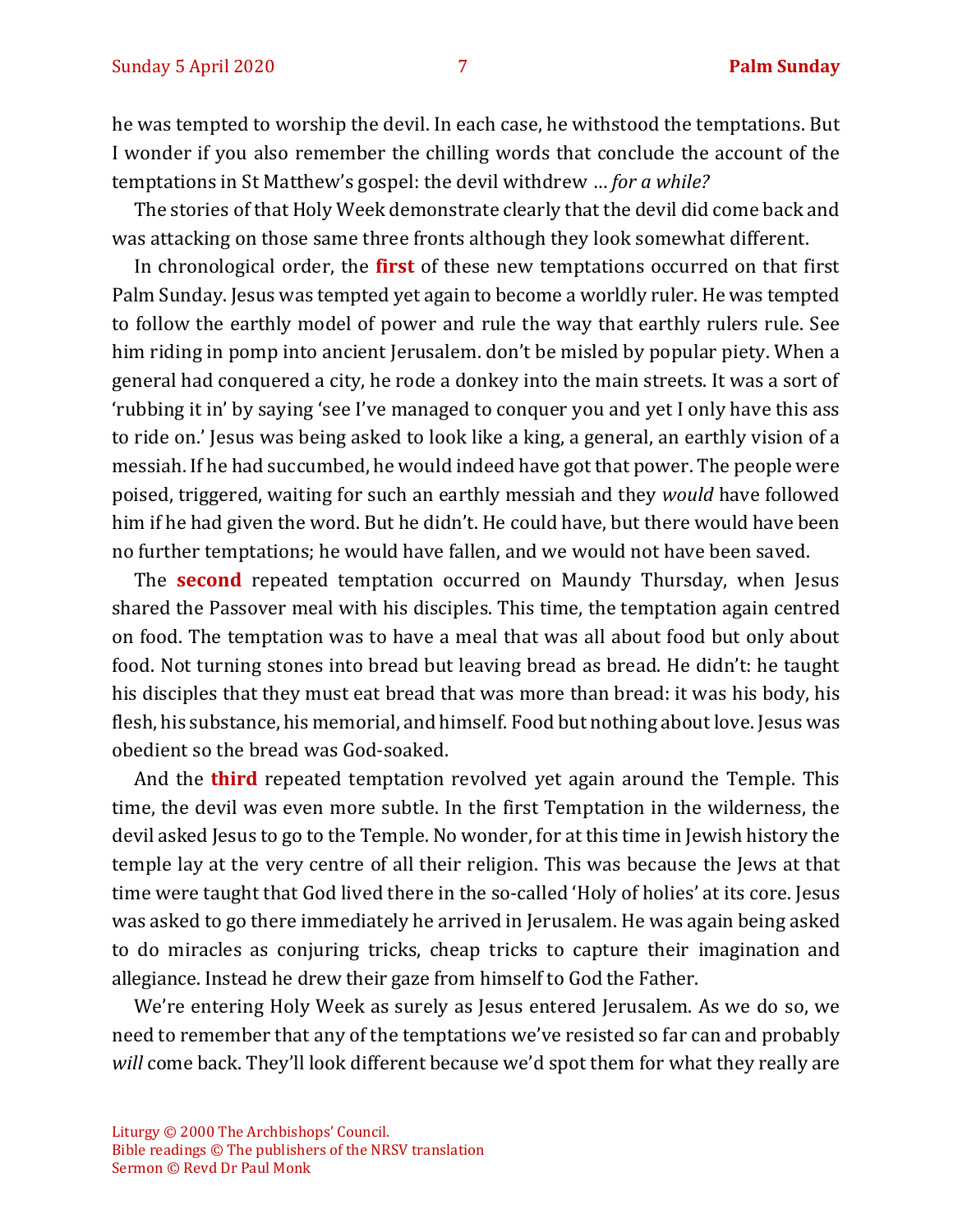he was tempted to worship the devil. In each case, he withstood the temptations. But I wonder if you also remember the chilling words that conclude the account of the temptations in St Matthew's gospel: the devil withdrew … *for a while?*

The stories of that Holy Week demonstrate clearly that the devil did come back and was attacking on those same three fronts although they look somewhat different.

In chronological order, the **first** of these new temptations occurred on that first Palm Sunday. Jesus was tempted yet again to become a worldly ruler. He was tempted to follow the earthly model of power and rule the way that earthly rulers rule. See him riding in pomp into ancient Jerusalem. don't be misled by popular piety. When a general had conquered a city, he rode a donkey into the main streets. It was a sort of 'rubbing it in' by saying 'see I've managed to conquer you and yet I only have this ass to ride on.' Jesus was being asked to look like a king, a general, an earthly vision of a messiah. If he had succumbed, he would indeed have got that power. The people were poised, triggered, waiting for such an earthly messiah and they *would* have followed him if he had given the word. But he didn't. He could have, but there would have been no further temptations; he would have fallen, and we would not have been saved.

The **second** repeated temptation occurred on Maundy Thursday, when Jesus shared the Passover meal with his disciples. This time, the temptation again centred on food. The temptation was to have a meal that was all about food but only about food. Not turning stones into bread but leaving bread as bread. He didn't: he taught his disciples that they must eat bread that was more than bread: it was his body, his flesh, his substance, his memorial, and himself. Food but nothing about love. Jesus was obedient so the bread was God-soaked.

And the **third** repeated temptation revolved yet again around the Temple. This time, the devil was even more subtle. In the first Temptation in the wilderness, the devil asked Jesus to go to the Temple. No wonder, for at this time in Jewish history the temple lay at the very centre of all their religion. This was because the Jews at that time were taught that God lived there in the so-called 'Holy of holies' at its core. Jesus was asked to go there immediately he arrived in Jerusalem. He was again being asked to do miracles as conjuring tricks, cheap tricks to capture their imagination and allegiance. Instead he drew their gaze from himself to God the Father.

We're entering Holy Week as surely as Jesus entered Jerusalem. As we do so, we need to remember that any of the temptations we've resisted so far can and probably *will* come back. They'll look different because we'd spot them for what they really are

Liturgy © 2000 The Archbishops' Council.
Bible readings © The publishers of the NRSV translation
Sermon © Revd Dr Paul Monk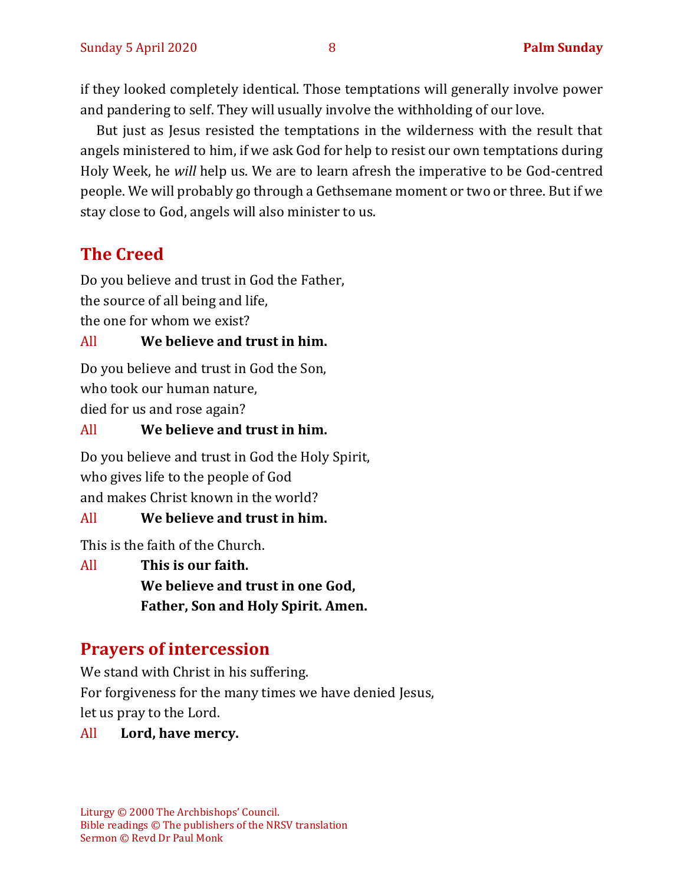if they looked completely identical. Those temptations will generally involve power and pandering to self. They will usually involve the withholding of our love.

But just as Jesus resisted the temptations in the wilderness with the result that angels ministered to him, if we ask God for help to resist our own temptations during Holy Week, he *will* help us. We are to learn afresh the imperative to be God-centred people. We will probably go through a Gethsemane moment or two or three. But if we stay close to God, angels will also minister to us.

## The Creed

Do you believe and trust in God the Father,
the source of all being and life,
the one for whom we exist?

All **We believe and trust in him.**

Do you believe and trust in God the Son,
who took our human nature,
died for us and rose again?

All **We believe and trust in him.**

Do you believe and trust in God the Holy Spirit,
who gives life to the people of God
and makes Christ known in the world?

All **We believe and trust in him.**

This is the faith of the Church.

All **This is our faith.**
**We believe and trust in one God,**
**Father, Son and Holy Spirit. Amen.**

## Prayers of intercession

We stand with Christ in his suffering.
For forgiveness for the many times we have denied Jesus,
let us pray to the Lord.

All **Lord, have mercy.**

Liturgy © 2000 The Archbishops' Council.
Bible readings © The publishers of the NRSV translation
Sermon © Revd Dr Paul Monk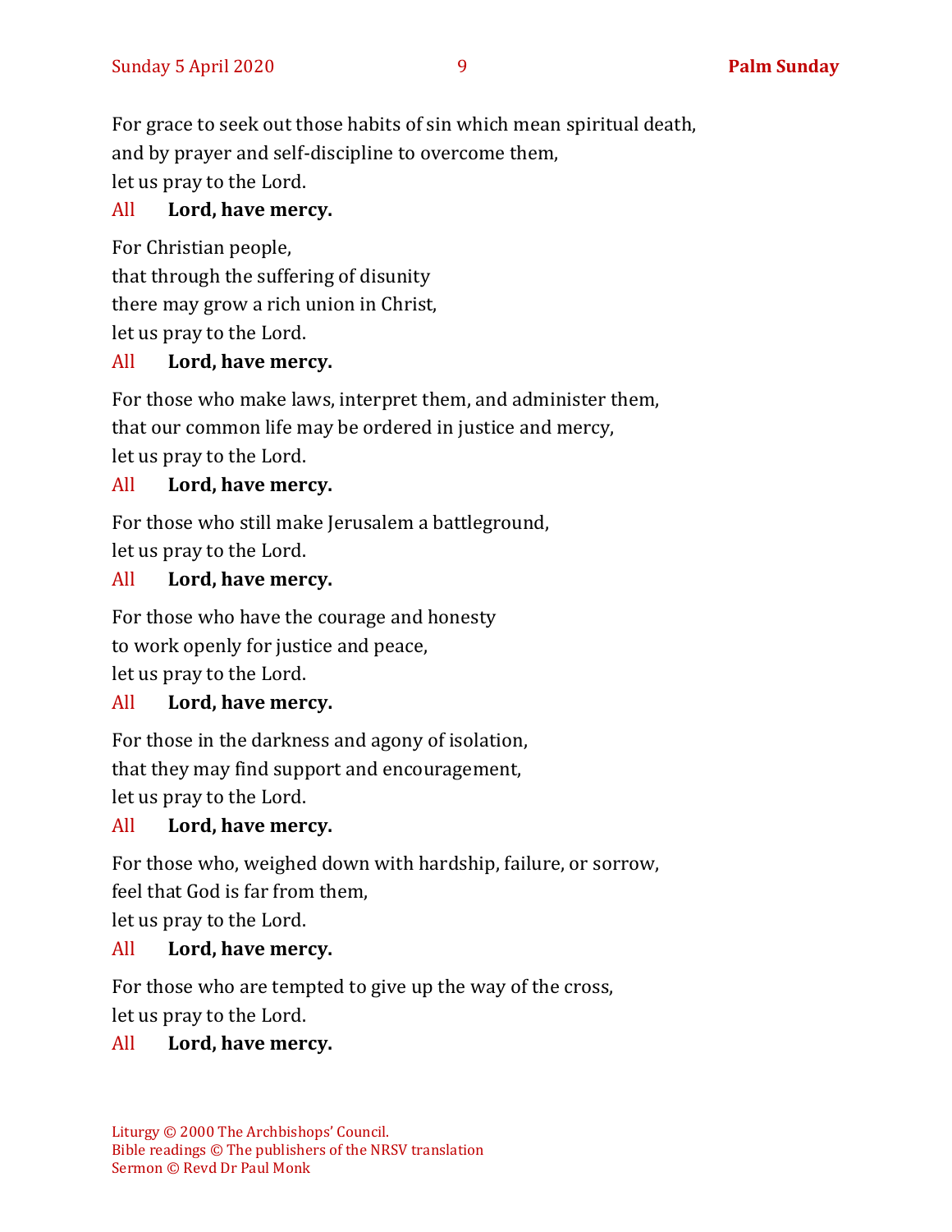For grace to seek out those habits of sin which mean spiritual death,
and by prayer and self-discipline to overcome them,
let us pray to the Lord.

All **Lord, have mercy.**

For Christian people,
that through the suffering of disunity
there may grow a rich union in Christ,
let us pray to the Lord.

All **Lord, have mercy.**

For those who make laws, interpret them, and administer them,
that our common life may be ordered in justice and mercy,
let us pray to the Lord.

All **Lord, have mercy.**

For those who still make Jerusalem a battleground,
let us pray to the Lord.

All **Lord, have mercy.**

For those who have the courage and honesty
to work openly for justice and peace,
let us pray to the Lord.

All **Lord, have mercy.**

For those in the darkness and agony of isolation,
that they may find support and encouragement,
let us pray to the Lord.

All **Lord, have mercy.**

For those who, weighed down with hardship, failure, or sorrow,
feel that God is far from them,
let us pray to the Lord.

All **Lord, have mercy.**

For those who are tempted to give up the way of the cross,
let us pray to the Lord.

All **Lord, have mercy.**

Liturgy © 2000 The Archbishops' Council.
Bible readings © The publishers of the NRSV translation
Sermon © Revd Dr Paul Monk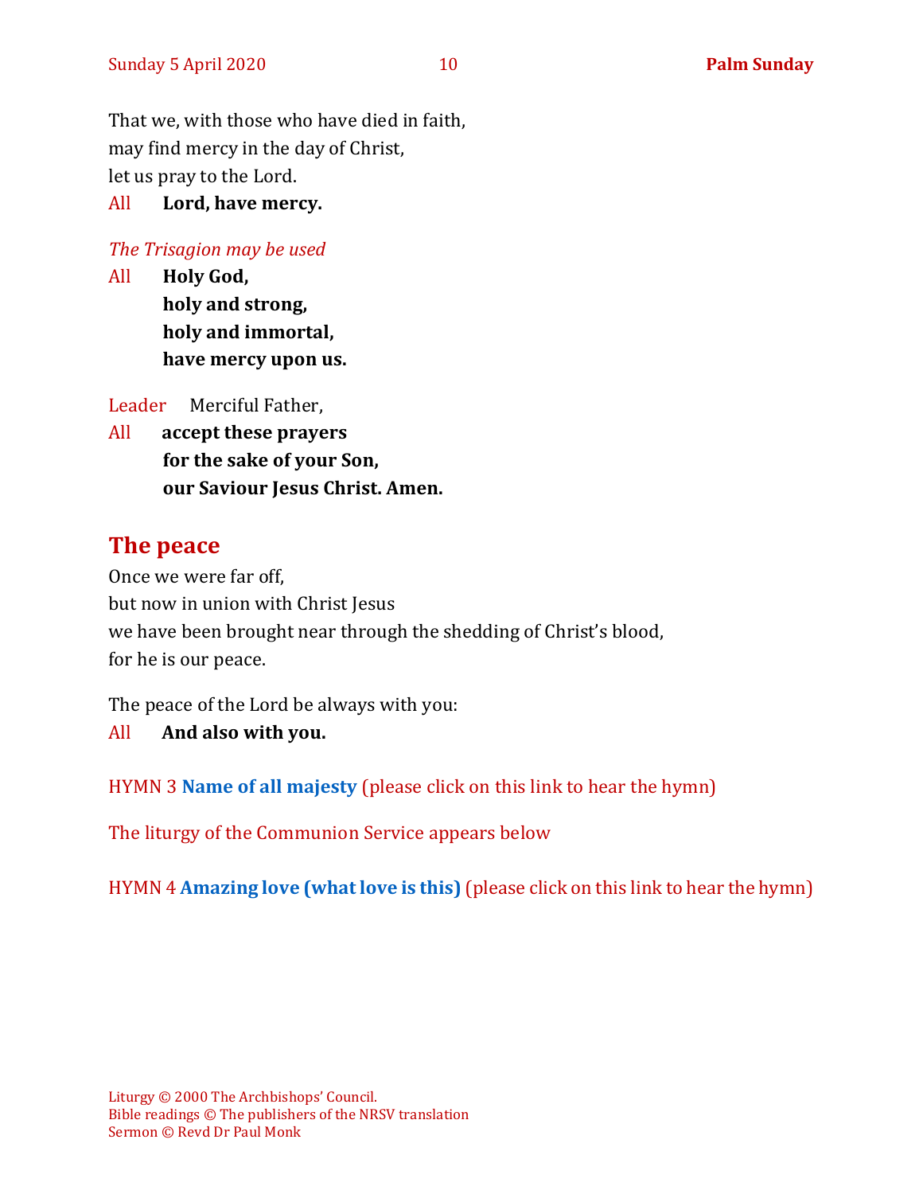That we, with those who have died in faith,
may find mercy in the day of Christ,
let us pray to the Lord.

All **Lord, have mercy.**

*The Trisagion may be used*

All **Holy God,**
**holy and strong,**
**holy and immortal,**
**have mercy upon us.**

Leader Merciful Father,

All **accept these prayers**
**for the sake of your Son,**
**our Saviour Jesus Christ. Amen.**

## The peace

Once we were far off,
but now in union with Christ Jesus
we have been brought near through the shedding of Christ's blood,
for he is our peace.

The peace of the Lord be always with you:

All **And also with you.**

HYMN 3 **Name of all majesty** (please click on this link to hear the hymn)

The liturgy of the Communion Service appears below

HYMN 4 **Amazing love (what love is this)** (please click on this link to hear the hymn)

Liturgy © 2000 The Archbishops' Council.
Bible readings © The publishers of the NRSV translation
Sermon © Revd Dr Paul Monk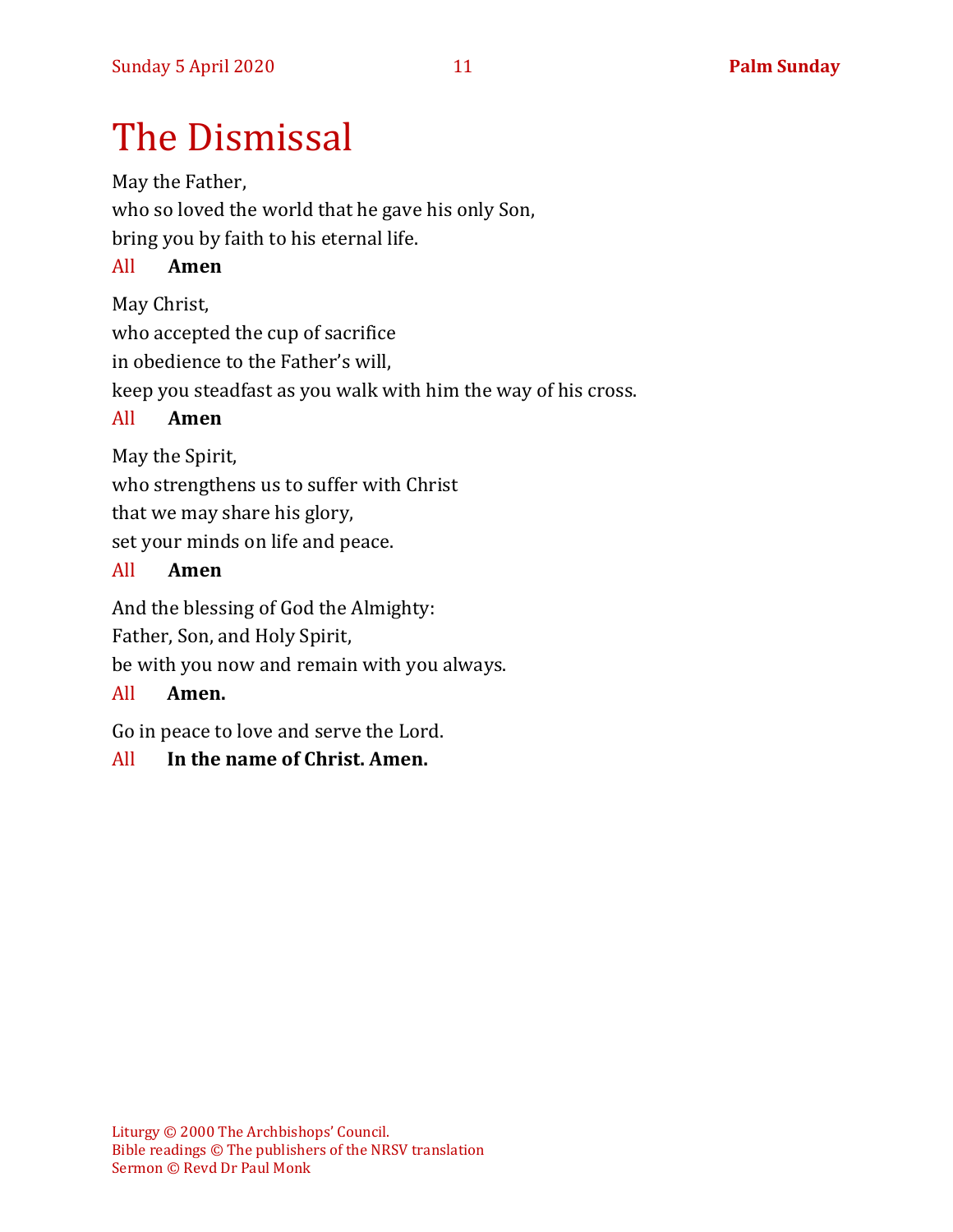# The Dismissal

May the Father,
who so loved the world that he gave his only Son,
bring you by faith to his eternal life.

All **Amen**

May Christ,
who accepted the cup of sacrifice
in obedience to the Father's will,
keep you steadfast as you walk with him the way of his cross.

All **Amen**

May the Spirit,
who strengthens us to suffer with Christ
that we may share his glory,
set your minds on life and peace.

All **Amen**

And the blessing of God the Almighty:
Father, Son, and Holy Spirit,
be with you now and remain with you always.

All **Amen.**

Go in peace to love and serve the Lord.

All **In the name of Christ. Amen.**

Liturgy © 2000 The Archbishops' Council.
Bible readings © The publishers of the NRSV translation
Sermon © Revd Dr Paul Monk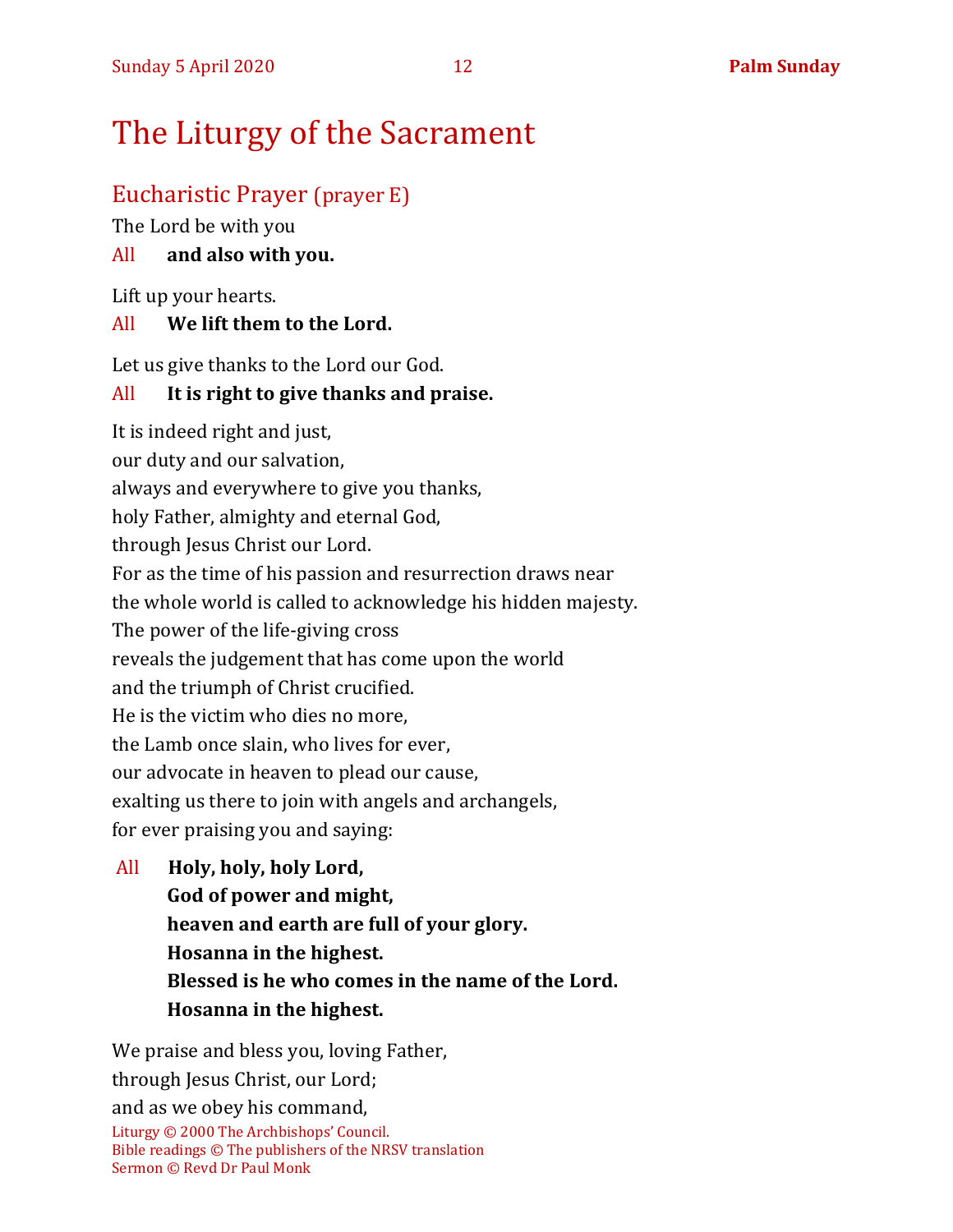# The Liturgy of the Sacrament

## Eucharistic Prayer (prayer E)

The Lord be with you

All **and also with you.**

Lift up your hearts.

All **We lift them to the Lord.**

Let us give thanks to the Lord our God.

All **It is right to give thanks and praise.**

It is indeed right and just,
our duty and our salvation,
always and everywhere to give you thanks,
holy Father, almighty and eternal God,
through Jesus Christ our Lord.
For as the time of his passion and resurrection draws near
the whole world is called to acknowledge his hidden majesty.
The power of the life-giving cross
reveals the judgement that has come upon the world
and the triumph of Christ crucified.
He is the victim who dies no more,
the Lamb once slain, who lives for ever,
our advocate in heaven to plead our cause,
exalting us there to join with angels and archangels,
for ever praising you and saying:

All **Holy, holy, holy Lord,**
**God of power and might,**
**heaven and earth are full of your glory.**
**Hosanna in the highest.**
**Blessed is he who comes in the name of the Lord.**
**Hosanna in the highest.**

We praise and bless you, loving Father,
through Jesus Christ, our Lord;
and as we obey his command,

Liturgy © 2000 The Archbishops' Council.
Bible readings © The publishers of the NRSV translation
Sermon © Revd Dr Paul Monk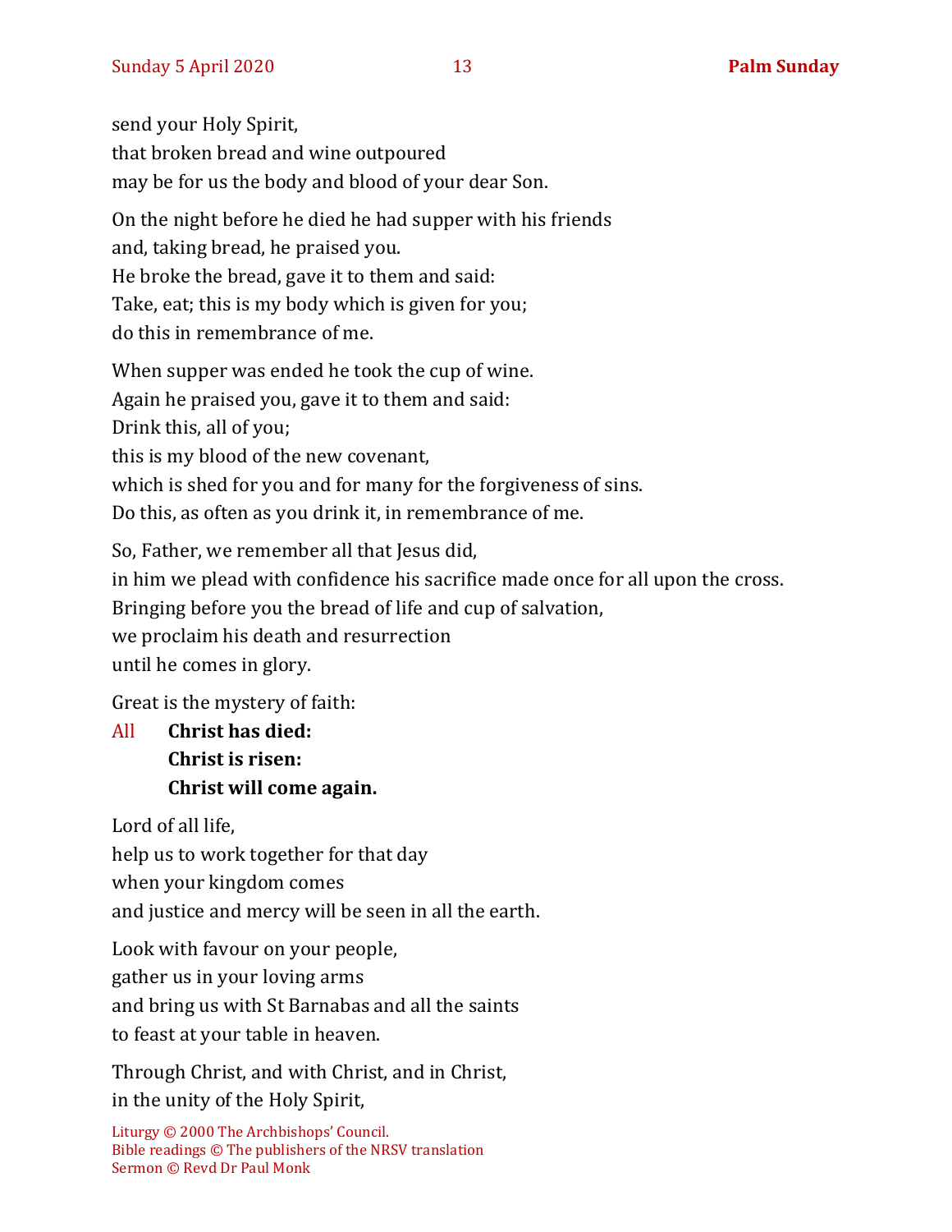send your Holy Spirit,
that broken bread and wine outpoured
may be for us the body and blood of your dear Son.

On the night before he died he had supper with his friends
and, taking bread, he praised you.
He broke the bread, gave it to them and said:
Take, eat; this is my body which is given for you;
do this in remembrance of me.

When supper was ended he took the cup of wine.
Again he praised you, gave it to them and said:
Drink this, all of you;
this is my blood of the new covenant,
which is shed for you and for many for the forgiveness of sins.
Do this, as often as you drink it, in remembrance of me.

So, Father, we remember all that Jesus did,
in him we plead with confidence his sacrifice made once for all upon the cross.
Bringing before you the bread of life and cup of salvation,
we proclaim his death and resurrection
until he comes in glory.

Great is the mystery of faith:

All **Christ has died:**
**Christ is risen:**
**Christ will come again.**

Lord of all life,
help us to work together for that day
when your kingdom comes
and justice and mercy will be seen in all the earth.

Look with favour on your people,
gather us in your loving arms
and bring us with St Barnabas and all the saints
to feast at your table in heaven.

Through Christ, and with Christ, and in Christ,
in the unity of the Holy Spirit,

Liturgy © 2000 The Archbishops' Council.
Bible readings © The publishers of the NRSV translation
Sermon © Revd Dr Paul Monk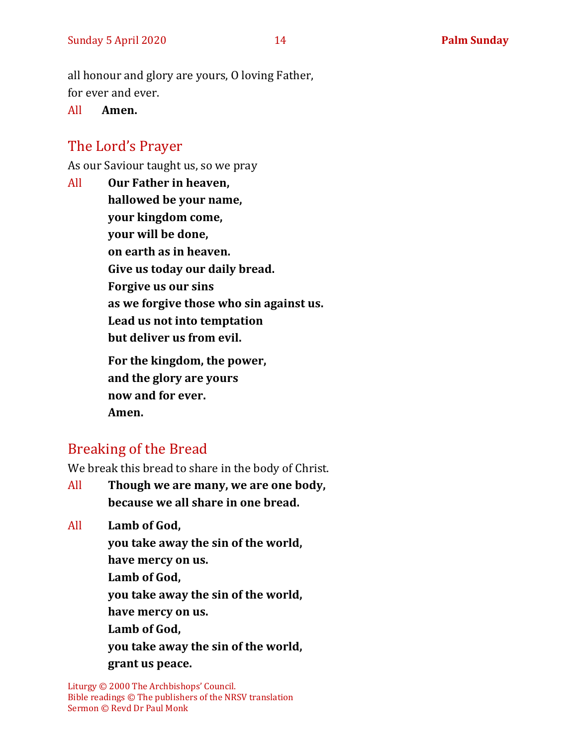all honour and glory are yours, O loving Father,
for ever and ever.

All **Amen.**

## The Lord's Prayer

As our Saviour taught us, so we pray

All **Our Father in heaven,**
**hallowed be your name,**
**your kingdom come,**
**your will be done,**
**on earth as in heaven.**
**Give us today our daily bread.**
**Forgive us our sins**
**as we forgive those who sin against us.**
**Lead us not into temptation**
**but deliver us from evil.**

**For the kingdom, the power,**
**and the glory are yours**
**now and for ever.**
**Amen.**

## Breaking of the Bread

We break this bread to share in the body of Christ.

All **Though we are many, we are one body,**
**because we all share in one bread.**

All **Lamb of God,**
**you take away the sin of the world,**
**have mercy on us.**
**Lamb of God,**
**you take away the sin of the world,**
**have mercy on us.**
**Lamb of God,**
**you take away the sin of the world,**
**grant us peace.**

Liturgy © 2000 The Archbishops' Council.
Bible readings © The publishers of the NRSV translation
Sermon © Revd Dr Paul Monk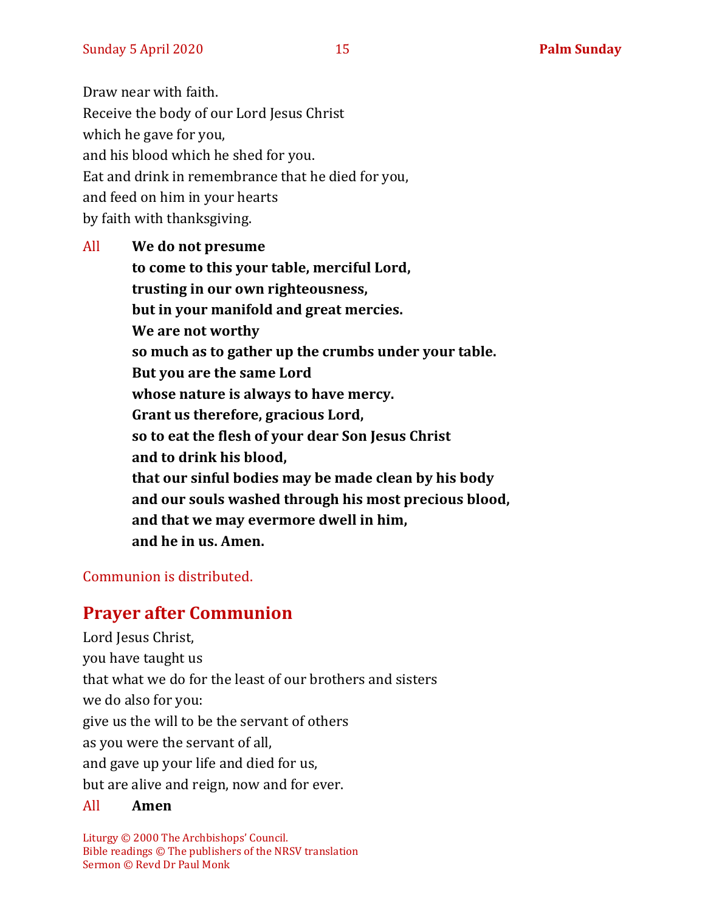Draw near with faith.
Receive the body of our Lord Jesus Christ
which he gave for you,
and his blood which he shed for you.
Eat and drink in remembrance that he died for you,
and feed on him in your hearts
by faith with thanksgiving.

All **We do not presume**
**to come to this your table, merciful Lord,**
**trusting in our own righteousness,**
**but in your manifold and great mercies.**
**We are not worthy**
**so much as to gather up the crumbs under your table.**
**But you are the same Lord**
**whose nature is always to have mercy.**
**Grant us therefore, gracious Lord,**
**so to eat the flesh of your dear Son Jesus Christ**
**and to drink his blood,**
**that our sinful bodies may be made clean by his body**
**and our souls washed through his most precious blood,**
**and that we may evermore dwell in him,**
**and he in us. Amen.**

Communion is distributed.

## Prayer after Communion

Lord Jesus Christ,
you have taught us
that what we do for the least of our brothers and sisters
we do also for you:
give us the will to be the servant of others
as you were the servant of all,
and gave up your life and died for us,
but are alive and reign, now and for ever.

All **Amen**

Liturgy © 2000 The Archbishops' Council.
Bible readings © The publishers of the NRSV translation
Sermon © Revd Dr Paul Monk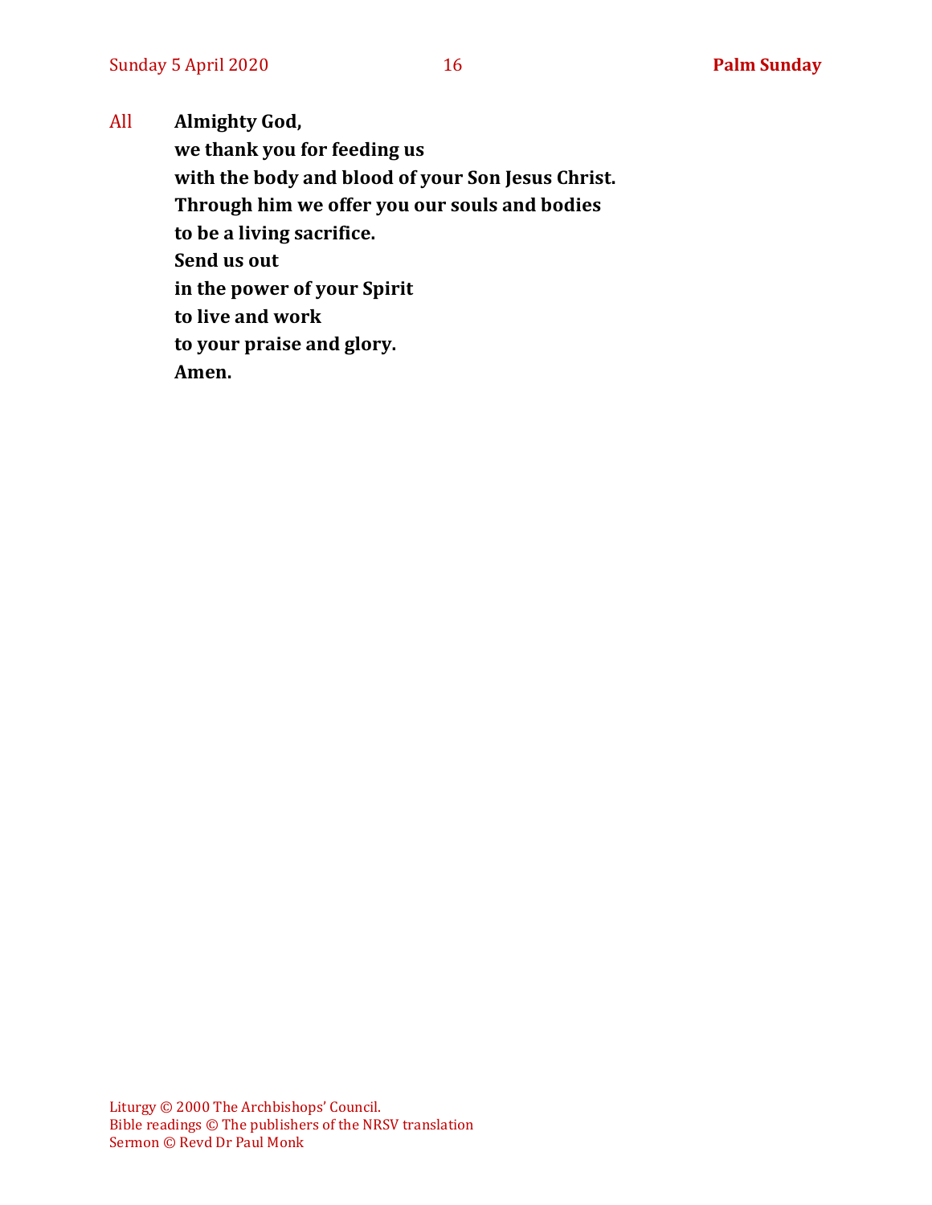All **Almighty God,**
**we thank you for feeding us**
**with the body and blood of your Son Jesus Christ.**
**Through him we offer you our souls and bodies**
**to be a living sacrifice.**
**Send us out**
**in the power of your Spirit**
**to live and work**
**to your praise and glory.**
**Amen.**

Liturgy © 2000 The Archbishops' Council.
Bible readings © The publishers of the NRSV translation
Sermon © Revd Dr Paul Monk